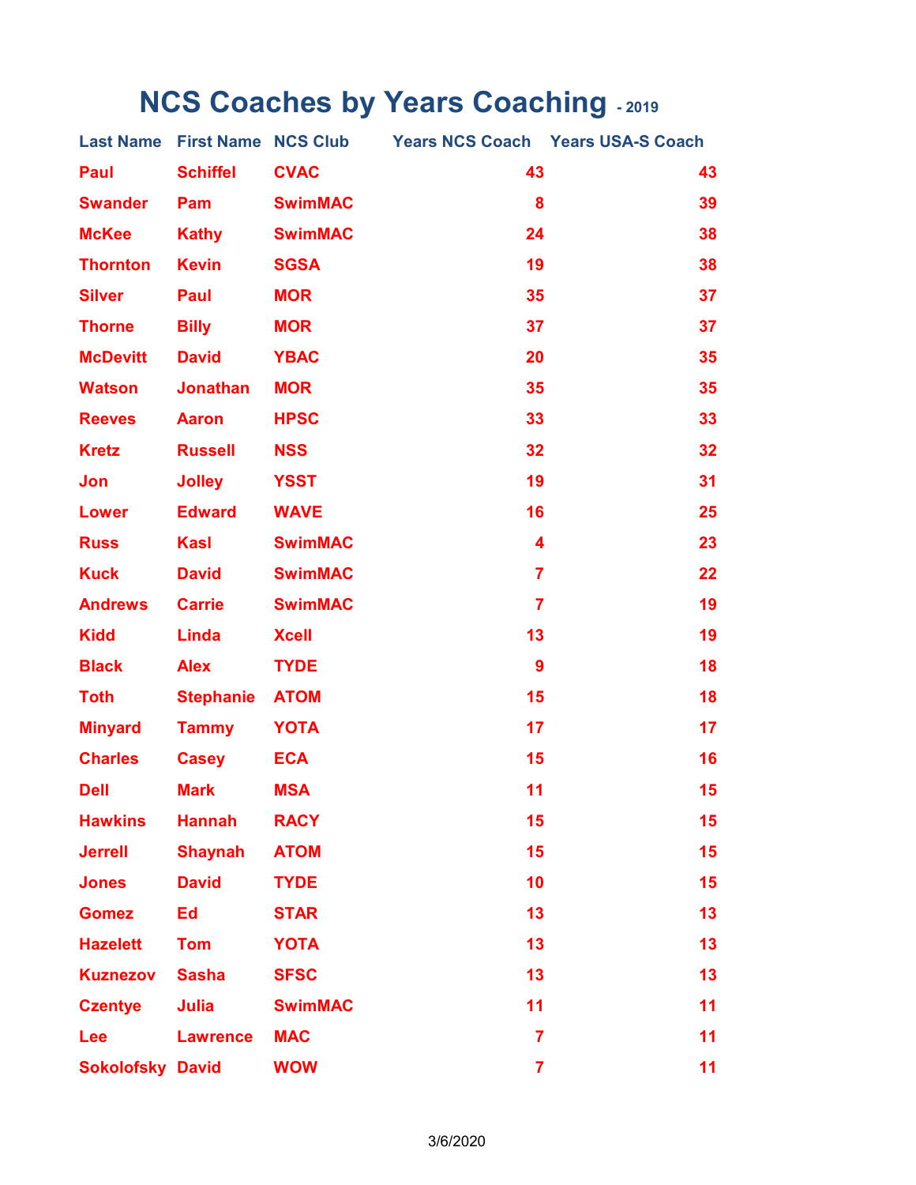# NCS Coaches by Years Coaching - 2019

| Last Name | First Name | NCS Club | Years NCS Coach | Years USA-S Coach |
|---|---|---|---|---|
| Paul | Schiffel | CVAC | 43 | 43 |
| Swander | Pam | SwimMAC | 8 | 39 |
| McKee | Kathy | SwimMAC | 24 | 38 |
| Thornton | Kevin | SGSA | 19 | 38 |
| Silver | Paul | MOR | 35 | 37 |
| Thorne | Billy | MOR | 37 | 37 |
| McDevitt | David | YBAC | 20 | 35 |
| Watson | Jonathan | MOR | 35 | 35 |
| Reeves | Aaron | HPSC | 33 | 33 |
| Kretz | Russell | NSS | 32 | 32 |
| Jon | Jolley | YSST | 19 | 31 |
| Lower | Edward | WAVE | 16 | 25 |
| Russ | Kasl | SwimMAC | 4 | 23 |
| Kuck | David | SwimMAC | 7 | 22 |
| Andrews | Carrie | SwimMAC | 7 | 19 |
| Kidd | Linda | Xcell | 13 | 19 |
| Black | Alex | TYDE | 9 | 18 |
| Toth | Stephanie | ATOM | 15 | 18 |
| Minyard | Tammy | YOTA | 17 | 17 |
| Charles | Casey | ECA | 15 | 16 |
| Dell | Mark | MSA | 11 | 15 |
| Hawkins | Hannah | RACY | 15 | 15 |
| Jerrell | Shaynah | ATOM | 15 | 15 |
| Jones | David | TYDE | 10 | 15 |
| Gomez | Ed | STAR | 13 | 13 |
| Hazelett | Tom | YOTA | 13 | 13 |
| Kuznezov | Sasha | SFSC | 13 | 13 |
| Czentye | Julia | SwimMAC | 11 | 11 |
| Lee | Lawrence | MAC | 7 | 11 |
| Sokolofsky | David | WOW | 7 | 11 |

3/6/2020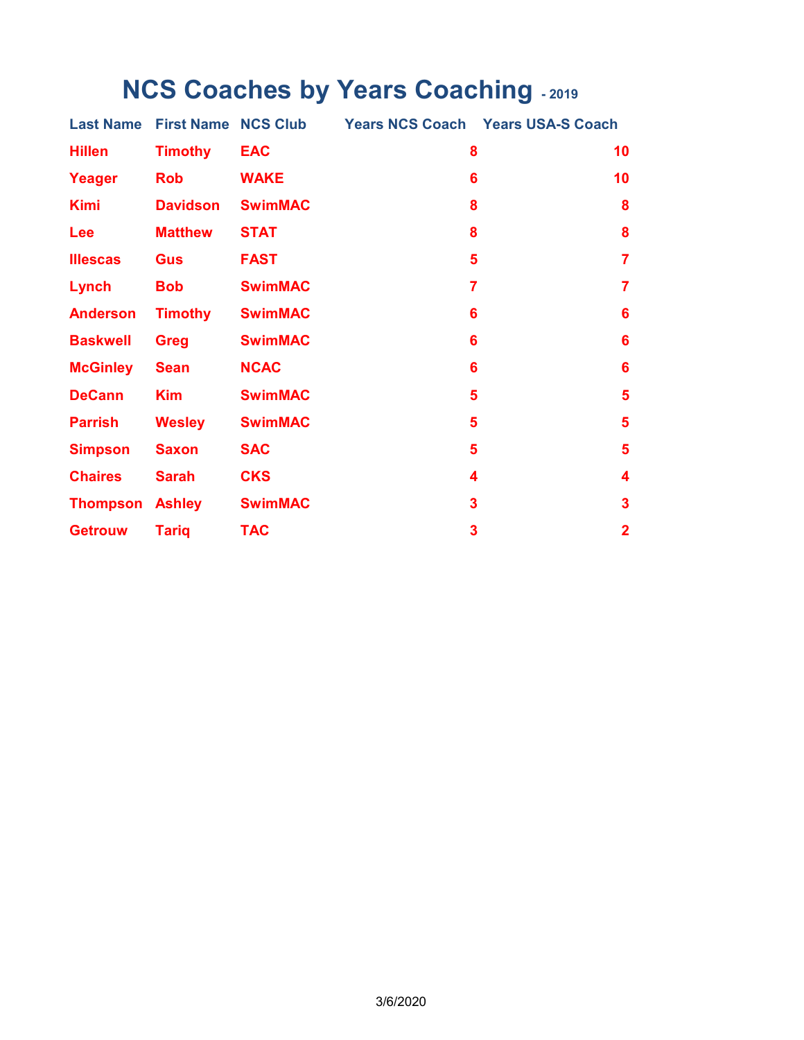# NCS Coaches by Years Coaching - 2019

| Last Name | First Name | NCS Club | Years NCS Coach | Years USA-S Coach |
|---|---|---|---|---|
| Hillen | Timothy | EAC | 8 | 10 |
| Yeager | Rob | WAKE | 6 | 10 |
| Kimi | Davidson | SwimMAC | 8 | 8 |
| Lee | Matthew | STAT | 8 | 8 |
| Illescas | Gus | FAST | 5 | 7 |
| Lynch | Bob | SwimMAC | 7 | 7 |
| Anderson | Timothy | SwimMAC | 6 | 6 |
| Baskwell | Greg | SwimMAC | 6 | 6 |
| McGinley | Sean | NCAC | 6 | 6 |
| DeCann | Kim | SwimMAC | 5 | 5 |
| Parrish | Wesley | SwimMAC | 5 | 5 |
| Simpson | Saxon | SAC | 5 | 5 |
| Chaires | Sarah | CKS | 4 | 4 |
| Thompson | Ashley | SwimMAC | 3 | 3 |
| Getrouw | Tariq | TAC | 3 | 2 |

3/6/2020